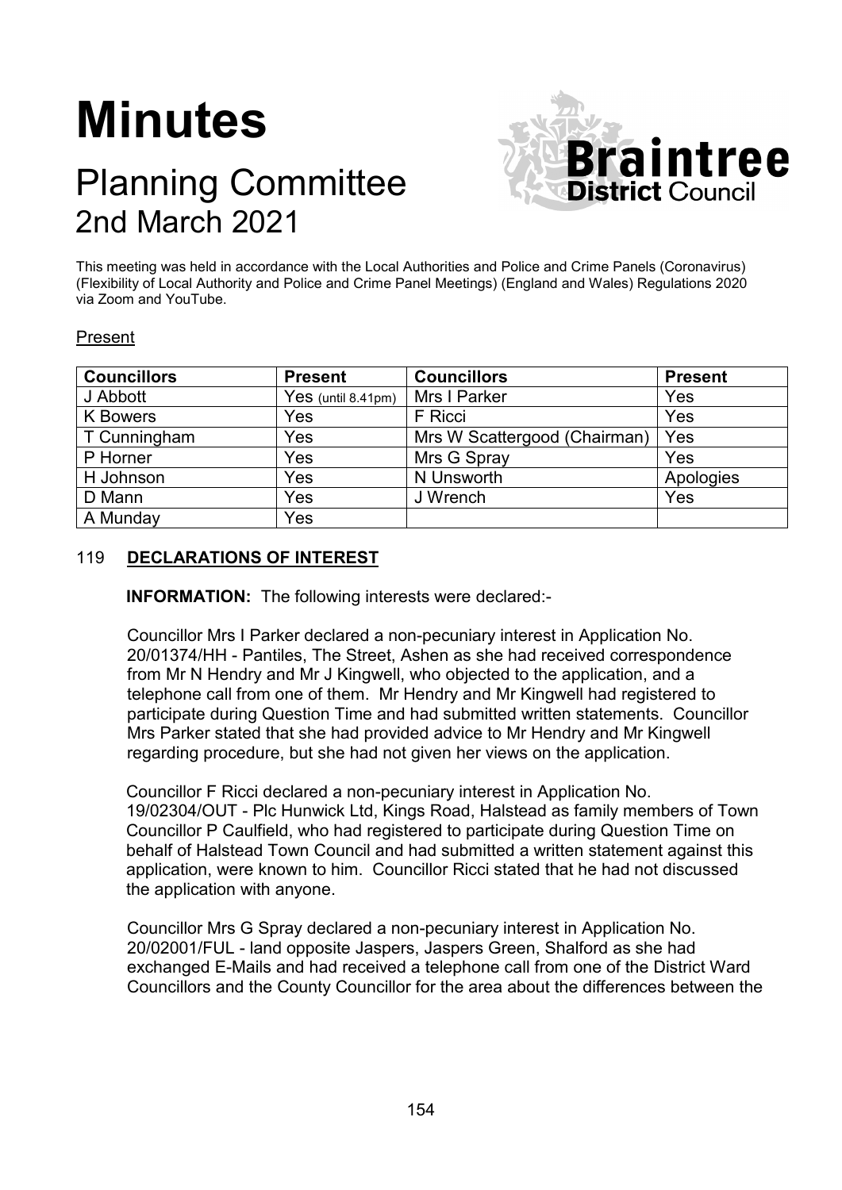# Minutes

## Planning Committee
## 2nd March 2021

This meeting was held in accordance with the Local Authorities and Police and Crime Panels (Coronavirus) (Flexibility of Local Authority and Police and Crime Panel Meetings) (England and Wales) Regulations 2020 via Zoom and YouTube.

Present

| Councillors | Present | Councillors | Present |
|---|---|---|---|
| J Abbott | Yes (until 8.41pm) | Mrs I Parker | Yes |
| K Bowers | Yes | F Ricci | Yes |
| T Cunningham | Yes | Mrs W Scattergood (Chairman) | Yes |
| P Horner | Yes | Mrs G Spray | Yes |
| H Johnson | Yes | N Unsworth | Apologies |
| D Mann | Yes | J Wrench | Yes |
| A Munday | Yes | | |

### 119 DECLARATIONS OF INTEREST

**INFORMATION:** The following interests were declared:-

Councillor Mrs I Parker declared a non-pecuniary interest in Application No. 20/01374/HH - Pantiles, The Street, Ashen as she had received correspondence from Mr N Hendry and Mr J Kingwell, who objected to the application, and a telephone call from one of them. Mr Hendry and Mr Kingwell had registered to participate during Question Time and had submitted written statements. Councillor Mrs Parker stated that she had provided advice to Mr Hendry and Mr Kingwell regarding procedure, but she had not given her views on the application.

Councillor F Ricci declared a non-pecuniary interest in Application No. 19/02304/OUT - Plc Hunwick Ltd, Kings Road, Halstead as family members of Town Councillor P Caulfield, who had registered to participate during Question Time on behalf of Halstead Town Council and had submitted a written statement against this application, were known to him. Councillor Ricci stated that he had not discussed the application with anyone.

Councillor Mrs G Spray declared a non-pecuniary interest in Application No. 20/02001/FUL - land opposite Jaspers, Jaspers Green, Shalford as she had exchanged E-Mails and had received a telephone call from one of the District Ward Councillors and the County Councillor for the area about the differences between the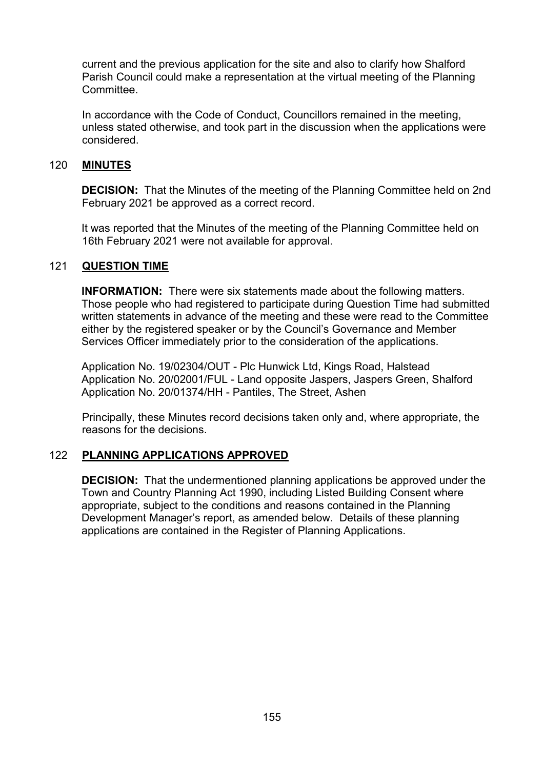current and the previous application for the site and also to clarify how Shalford Parish Council could make a representation at the virtual meeting of the Planning Committee.

In accordance with the Code of Conduct, Councillors remained in the meeting, unless stated otherwise, and took part in the discussion when the applications were considered.

## 120 **MINUTES**

**DECISION:** That the Minutes of the meeting of the Planning Committee held on 2nd February 2021 be approved as a correct record.

It was reported that the Minutes of the meeting of the Planning Committee held on 16th February 2021 were not available for approval.

## 121 **QUESTION TIME**

**INFORMATION:** There were six statements made about the following matters. Those people who had registered to participate during Question Time had submitted written statements in advance of the meeting and these were read to the Committee either by the registered speaker or by the Council's Governance and Member Services Officer immediately prior to the consideration of the applications.

Application No. 19/02304/OUT - Plc Hunwick Ltd, Kings Road, Halstead
Application No. 20/02001/FUL - Land opposite Jaspers, Jaspers Green, Shalford
Application No. 20/01374/HH - Pantiles, The Street, Ashen

Principally, these Minutes record decisions taken only and, where appropriate, the reasons for the decisions.

## 122 **PLANNING APPLICATIONS APPROVED**

**DECISION:** That the undermentioned planning applications be approved under the Town and Country Planning Act 1990, including Listed Building Consent where appropriate, subject to the conditions and reasons contained in the Planning Development Manager's report, as amended below. Details of these planning applications are contained in the Register of Planning Applications.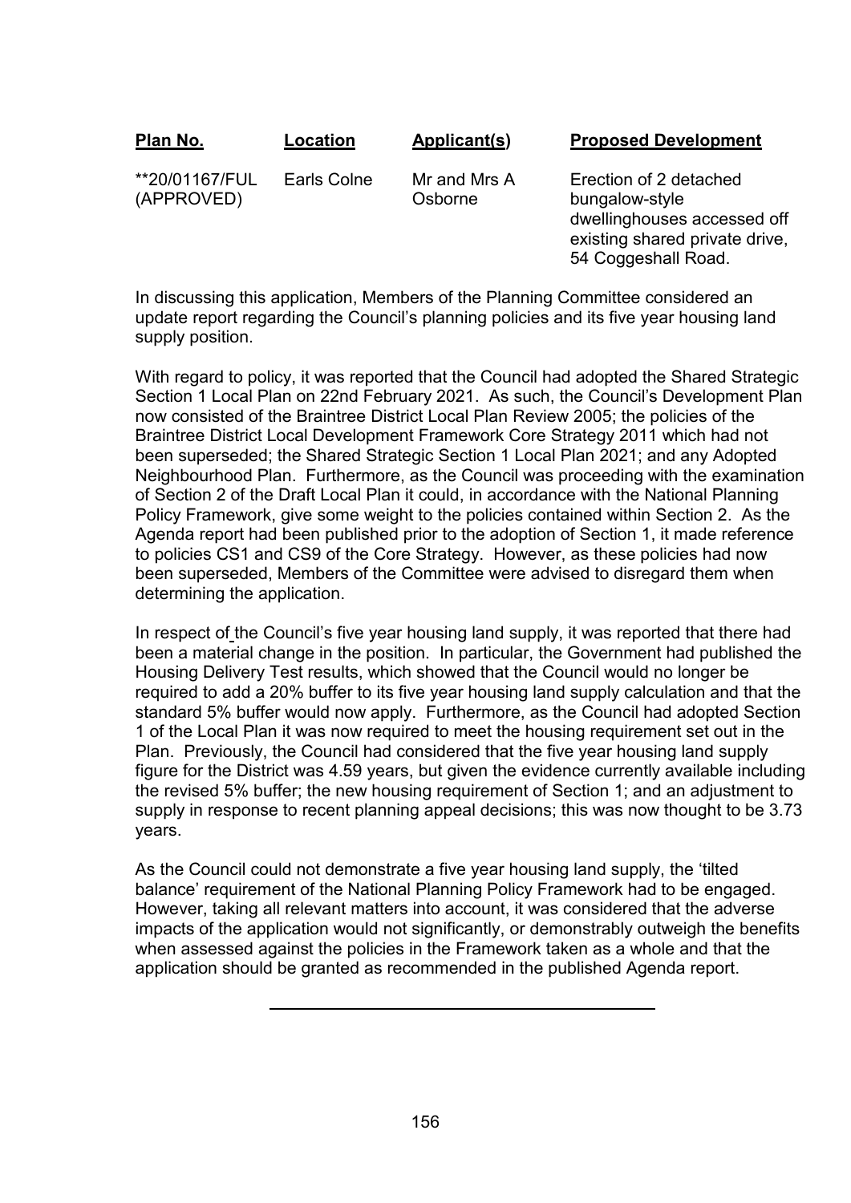| Plan No. | Location | Applicant(s) | Proposed Development |
|---|---|---|---|
| **20/01167/FUL (APPROVED) | Earls Colne | Mr and Mrs A Osborne | Erection of 2 detached bungalow-style dwellinghouses accessed off existing shared private drive, 54 Coggeshall Road. |

In discussing this application, Members of the Planning Committee considered an update report regarding the Council's planning policies and its five year housing land supply position.

With regard to policy, it was reported that the Council had adopted the Shared Strategic Section 1 Local Plan on 22nd February 2021. As such, the Council's Development Plan now consisted of the Braintree District Local Plan Review 2005; the policies of the Braintree District Local Development Framework Core Strategy 2011 which had not been superseded; the Shared Strategic Section 1 Local Plan 2021; and any Adopted Neighbourhood Plan. Furthermore, as the Council was proceeding with the examination of Section 2 of the Draft Local Plan it could, in accordance with the National Planning Policy Framework, give some weight to the policies contained within Section 2. As the Agenda report had been published prior to the adoption of Section 1, it made reference to policies CS1 and CS9 of the Core Strategy. However, as these policies had now been superseded, Members of the Committee were advised to disregard them when determining the application.

In respect of the Council's five year housing land supply, it was reported that there had been a material change in the position. In particular, the Government had published the Housing Delivery Test results, which showed that the Council would no longer be required to add a 20% buffer to its five year housing land supply calculation and that the standard 5% buffer would now apply. Furthermore, as the Council had adopted Section 1 of the Local Plan it was now required to meet the housing requirement set out in the Plan. Previously, the Council had considered that the five year housing land supply figure for the District was 4.59 years, but given the evidence currently available including the revised 5% buffer; the new housing requirement of Section 1; and an adjustment to supply in response to recent planning appeal decisions; this was now thought to be 3.73 years.

As the Council could not demonstrate a five year housing land supply, the 'tilted balance' requirement of the National Planning Policy Framework had to be engaged. However, taking all relevant matters into account, it was considered that the adverse impacts of the application would not significantly, or demonstrably outweigh the benefits when assessed against the policies in the Framework taken as a whole and that the application should be granted as recommended in the published Agenda report.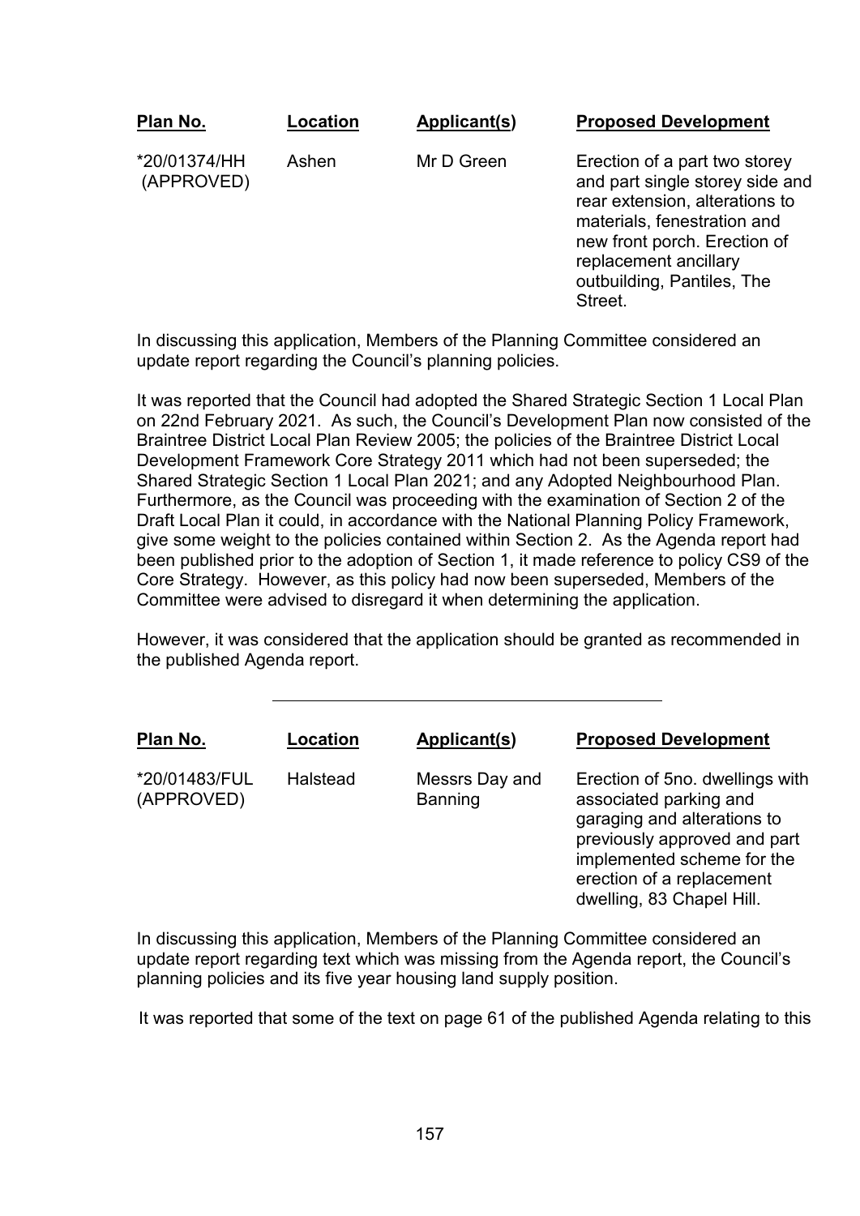| Plan No. | Location | Applicant(s) | Proposed Development |
| --- | --- | --- | --- |
| *20/01374/HH (APPROVED) | Ashen | Mr D Green | Erection of a part two storey and part single storey side and rear extension, alterations to materials, fenestration and new front porch. Erection of replacement ancillary outbuilding, Pantiles, The Street. |

In discussing this application, Members of the Planning Committee considered an update report regarding the Council's planning policies.

It was reported that the Council had adopted the Shared Strategic Section 1 Local Plan on 22nd February 2021. As such, the Council's Development Plan now consisted of the Braintree District Local Plan Review 2005; the policies of the Braintree District Local Development Framework Core Strategy 2011 which had not been superseded; the Shared Strategic Section 1 Local Plan 2021; and any Adopted Neighbourhood Plan. Furthermore, as the Council was proceeding with the examination of Section 2 of the Draft Local Plan it could, in accordance with the National Planning Policy Framework, give some weight to the policies contained within Section 2. As the Agenda report had been published prior to the adoption of Section 1, it made reference to policy CS9 of the Core Strategy. However, as this policy had now been superseded, Members of the Committee were advised to disregard it when determining the application.

However, it was considered that the application should be granted as recommended in the published Agenda report.

---

| Plan No. | Location | Applicant(s) | Proposed Development |
| --- | --- | --- | --- |
| *20/01483/FUL (APPROVED) | Halstead | Messrs Day and Banning | Erection of 5no. dwellings with associated parking and garaging and alterations to previously approved and part implemented scheme for the erection of a replacement dwelling, 83 Chapel Hill. |

In discussing this application, Members of the Planning Committee considered an update report regarding text which was missing from the Agenda report, the Council's planning policies and its five year housing land supply position.

It was reported that some of the text on page 61 of the published Agenda relating to this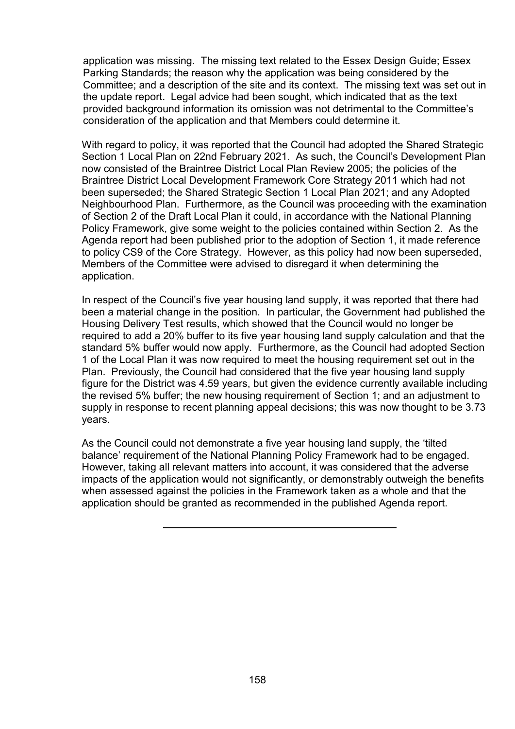application was missing. The missing text related to the Essex Design Guide; Essex Parking Standards; the reason why the application was being considered by the Committee; and a description of the site and its context. The missing text was set out in the update report. Legal advice had been sought, which indicated that as the text provided background information its omission was not detrimental to the Committee's consideration of the application and that Members could determine it.

With regard to policy, it was reported that the Council had adopted the Shared Strategic Section 1 Local Plan on 22nd February 2021. As such, the Council's Development Plan now consisted of the Braintree District Local Plan Review 2005; the policies of the Braintree District Local Development Framework Core Strategy 2011 which had not been superseded; the Shared Strategic Section 1 Local Plan 2021; and any Adopted Neighbourhood Plan. Furthermore, as the Council was proceeding with the examination of Section 2 of the Draft Local Plan it could, in accordance with the National Planning Policy Framework, give some weight to the policies contained within Section 2. As the Agenda report had been published prior to the adoption of Section 1, it made reference to policy CS9 of the Core Strategy. However, as this policy had now been superseded, Members of the Committee were advised to disregard it when determining the application.

In respect of the Council's five year housing land supply, it was reported that there had been a material change in the position. In particular, the Government had published the Housing Delivery Test results, which showed that the Council would no longer be required to add a 20% buffer to its five year housing land supply calculation and that the standard 5% buffer would now apply. Furthermore, as the Council had adopted Section 1 of the Local Plan it was now required to meet the housing requirement set out in the Plan. Previously, the Council had considered that the five year housing land supply figure for the District was 4.59 years, but given the evidence currently available including the revised 5% buffer; the new housing requirement of Section 1; and an adjustment to supply in response to recent planning appeal decisions; this was now thought to be 3.73 years.

As the Council could not demonstrate a five year housing land supply, the 'tilted balance' requirement of the National Planning Policy Framework had to be engaged. However, taking all relevant matters into account, it was considered that the adverse impacts of the application would not significantly, or demonstrably outweigh the benefits when assessed against the policies in the Framework taken as a whole and that the application should be granted as recommended in the published Agenda report.

---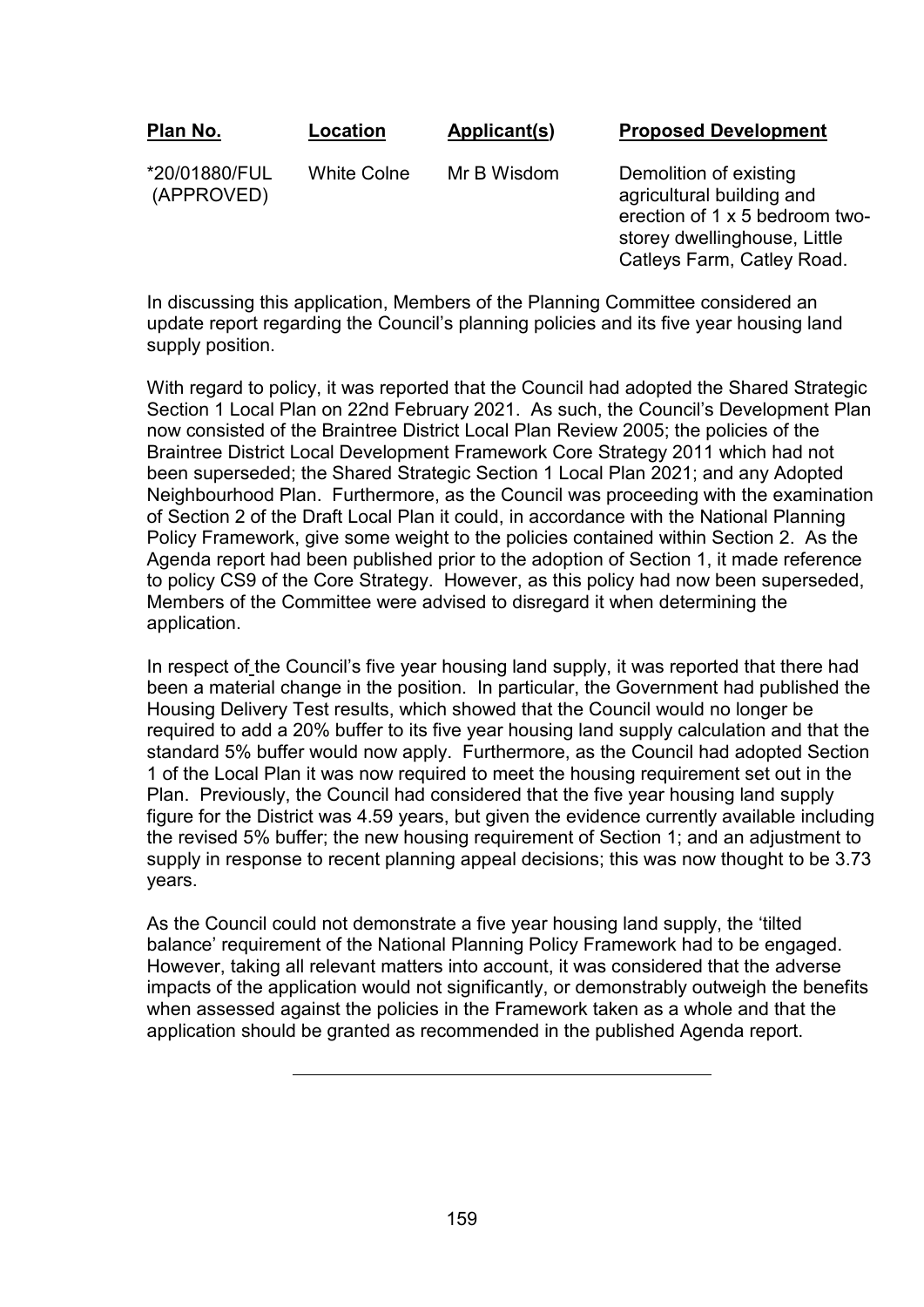| Plan No. | Location | Applicant(s) | Proposed Development |
|---|---|---|---|
| *20/01880/FUL (APPROVED) | White Colne | Mr B Wisdom | Demolition of existing agricultural building and erection of 1 x 5 bedroom two-storey dwellinghouse, Little Catleys Farm, Catley Road. |

In discussing this application, Members of the Planning Committee considered an update report regarding the Council's planning policies and its five year housing land supply position.

With regard to policy, it was reported that the Council had adopted the Shared Strategic Section 1 Local Plan on 22nd February 2021. As such, the Council's Development Plan now consisted of the Braintree District Local Plan Review 2005; the policies of the Braintree District Local Development Framework Core Strategy 2011 which had not been superseded; the Shared Strategic Section 1 Local Plan 2021; and any Adopted Neighbourhood Plan. Furthermore, as the Council was proceeding with the examination of Section 2 of the Draft Local Plan it could, in accordance with the National Planning Policy Framework, give some weight to the policies contained within Section 2. As the Agenda report had been published prior to the adoption of Section 1, it made reference to policy CS9 of the Core Strategy. However, as this policy had now been superseded, Members of the Committee were advised to disregard it when determining the application.

In respect of the Council's five year housing land supply, it was reported that there had been a material change in the position. In particular, the Government had published the Housing Delivery Test results, which showed that the Council would no longer be required to add a 20% buffer to its five year housing land supply calculation and that the standard 5% buffer would now apply. Furthermore, as the Council had adopted Section 1 of the Local Plan it was now required to meet the housing requirement set out in the Plan. Previously, the Council had considered that the five year housing land supply figure for the District was 4.59 years, but given the evidence currently available including the revised 5% buffer; the new housing requirement of Section 1; and an adjustment to supply in response to recent planning appeal decisions; this was now thought to be 3.73 years.

As the Council could not demonstrate a five year housing land supply, the 'tilted balance' requirement of the National Planning Policy Framework had to be engaged. However, taking all relevant matters into account, it was considered that the adverse impacts of the application would not significantly, or demonstrably outweigh the benefits when assessed against the policies in the Framework taken as a whole and that the application should be granted as recommended in the published Agenda report.

---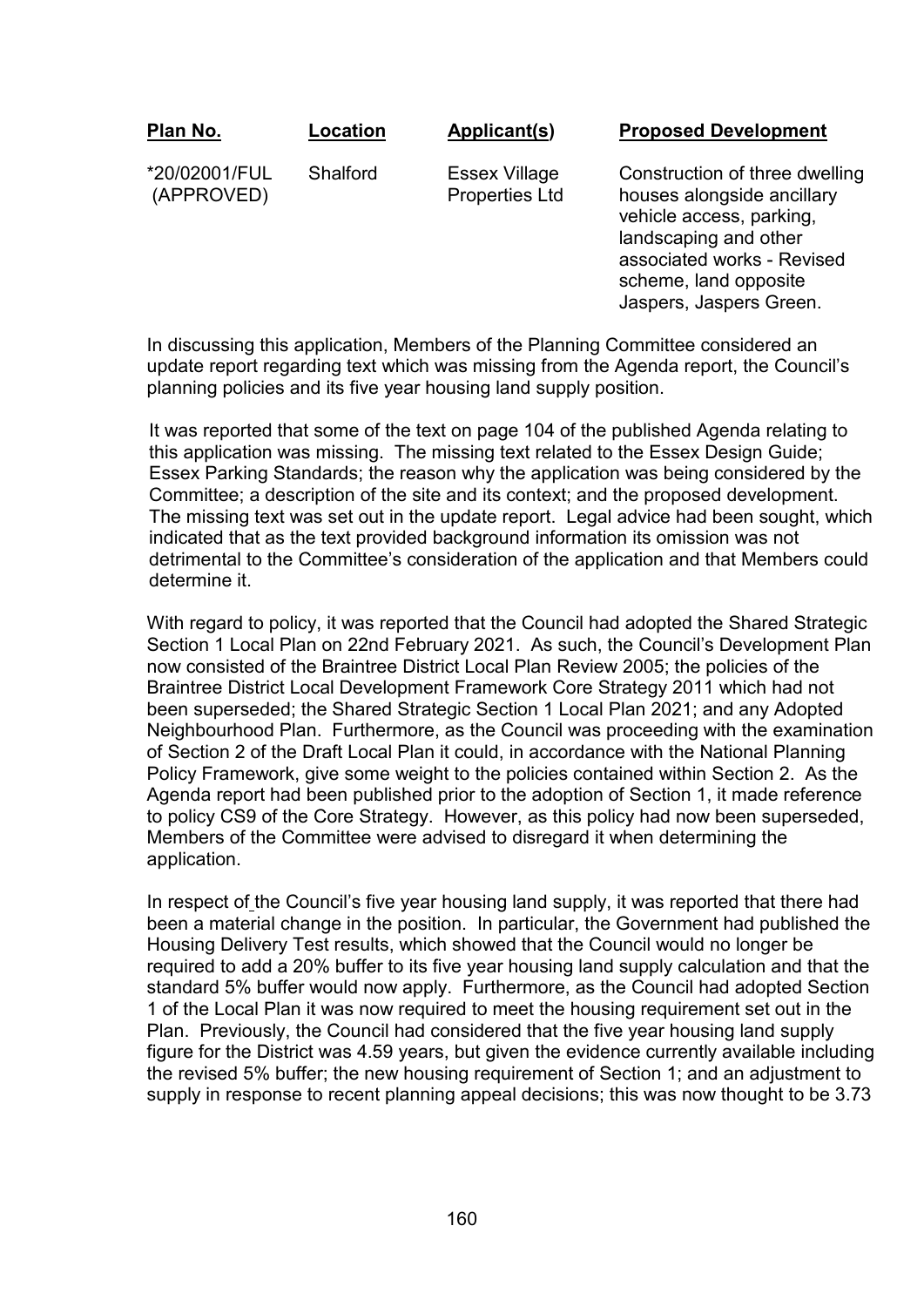| **Plan No.** | **Location** | **Applicant(s)** | **Proposed Development** |
|---|---|---|---|
| *20/02001/FUL (APPROVED) | Shalford | Essex Village Properties Ltd | Construction of three dwelling houses alongside ancillary vehicle access, parking, landscaping and other associated works - Revised scheme, land opposite Jaspers, Jaspers Green. |

In discussing this application, Members of the Planning Committee considered an update report regarding text which was missing from the Agenda report, the Council's planning policies and its five year housing land supply position.

It was reported that some of the text on page 104 of the published Agenda relating to this application was missing. The missing text related to the Essex Design Guide; Essex Parking Standards; the reason why the application was being considered by the Committee; a description of the site and its context; and the proposed development. The missing text was set out in the update report. Legal advice had been sought, which indicated that as the text provided background information its omission was not detrimental to the Committee's consideration of the application and that Members could determine it.

With regard to policy, it was reported that the Council had adopted the Shared Strategic Section 1 Local Plan on 22nd February 2021. As such, the Council's Development Plan now consisted of the Braintree District Local Plan Review 2005; the policies of the Braintree District Local Development Framework Core Strategy 2011 which had not been superseded; the Shared Strategic Section 1 Local Plan 2021; and any Adopted Neighbourhood Plan. Furthermore, as the Council was proceeding with the examination of Section 2 of the Draft Local Plan it could, in accordance with the National Planning Policy Framework, give some weight to the policies contained within Section 2. As the Agenda report had been published prior to the adoption of Section 1, it made reference to policy CS9 of the Core Strategy. However, as this policy had now been superseded, Members of the Committee were advised to disregard it when determining the application.

In respect of the Council's five year housing land supply, it was reported that there had been a material change in the position. In particular, the Government had published the Housing Delivery Test results, which showed that the Council would no longer be required to add a 20% buffer to its five year housing land supply calculation and that the standard 5% buffer would now apply. Furthermore, as the Council had adopted Section 1 of the Local Plan it was now required to meet the housing requirement set out in the Plan. Previously, the Council had considered that the five year housing land supply figure for the District was 4.59 years, but given the evidence currently available including the revised 5% buffer; the new housing requirement of Section 1; and an adjustment to supply in response to recent planning appeal decisions; this was now thought to be 3.73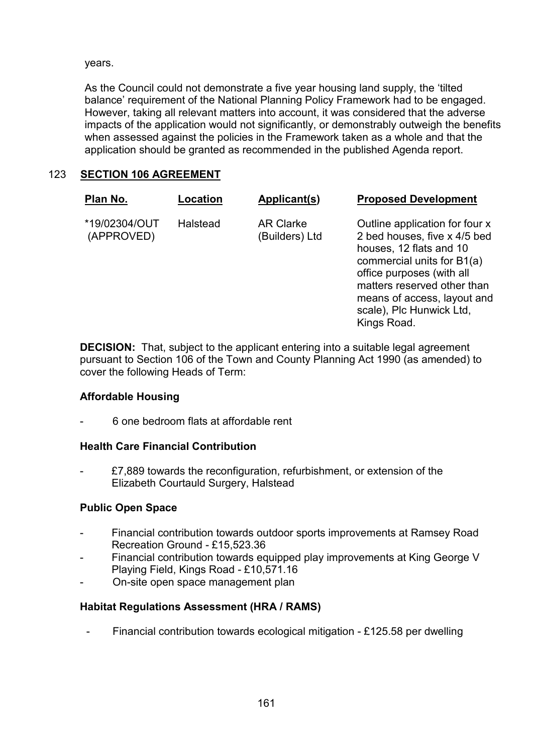years.

As the Council could not demonstrate a five year housing land supply, the 'tilted balance' requirement of the National Planning Policy Framework had to be engaged. However, taking all relevant matters into account, it was considered that the adverse impacts of the application would not significantly, or demonstrably outweigh the benefits when assessed against the policies in the Framework taken as a whole and that the application should be granted as recommended in the published Agenda report.

## 123 SECTION 106 AGREEMENT

| Plan No. | Location | Applicant(s) | Proposed Development |
|---|---|---|---|
| *19/02304/OUT (APPROVED) | Halstead | AR Clarke (Builders) Ltd | Outline application for four x 2 bed houses, five x 4/5 bed houses, 12 flats and 10 commercial units for B1(a) office purposes (with all matters reserved other than means of access, layout and scale), Plc Hunwick Ltd, Kings Road. |

**DECISION:** That, subject to the applicant entering into a suitable legal agreement pursuant to Section 106 of the Town and County Planning Act 1990 (as amended) to cover the following Heads of Term:

**Affordable Housing**

- 6 one bedroom flats at affordable rent

**Health Care Financial Contribution**

- £7,889 towards the reconfiguration, refurbishment, or extension of the Elizabeth Courtauld Surgery, Halstead

**Public Open Space**

- Financial contribution towards outdoor sports improvements at Ramsey Road Recreation Ground - £15,523.36
- Financial contribution towards equipped play improvements at King George V Playing Field, Kings Road - £10,571.16
- On-site open space management plan

**Habitat Regulations Assessment (HRA / RAMS)**

- Financial contribution towards ecological mitigation - £125.58 per dwelling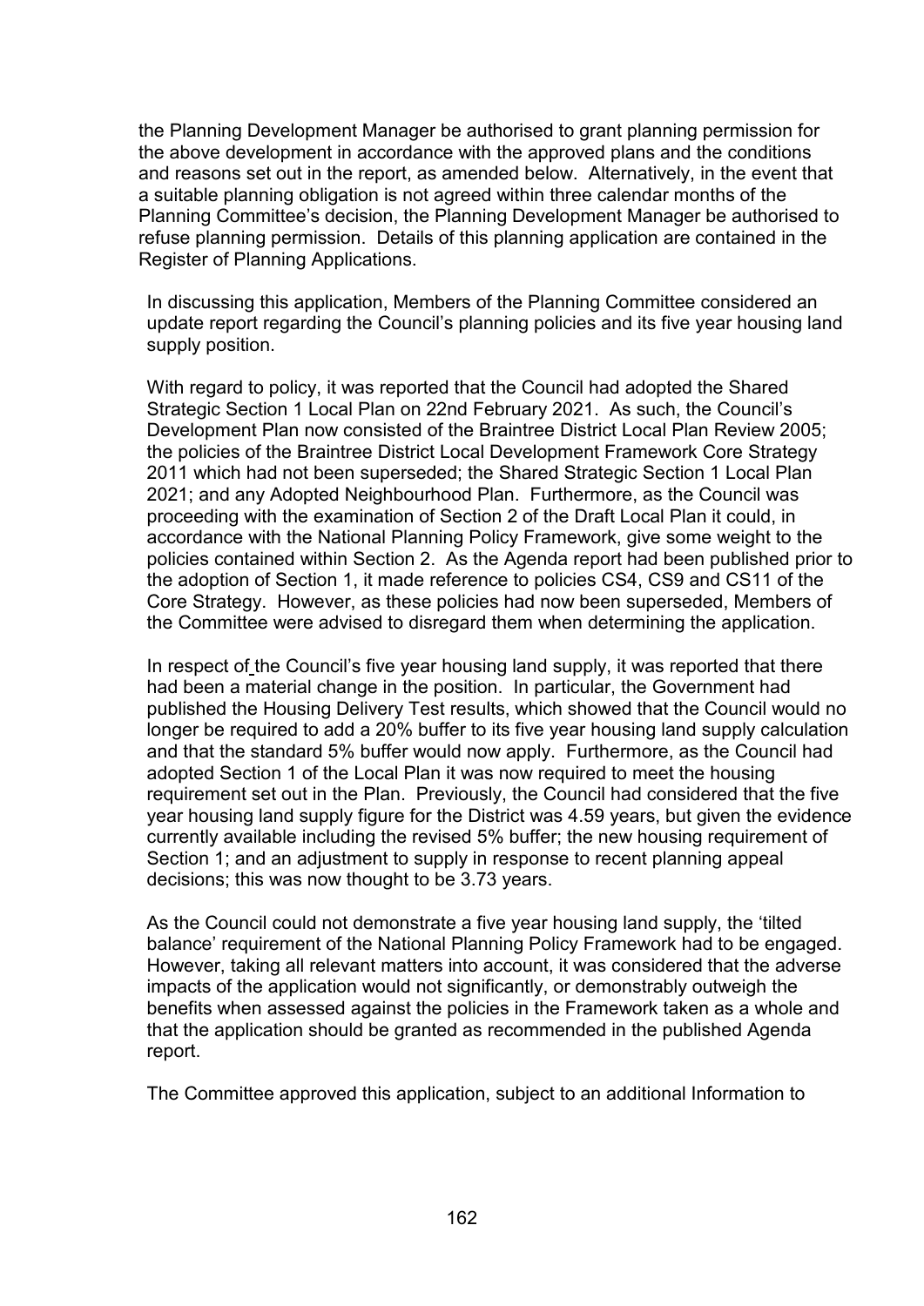the Planning Development Manager be authorised to grant planning permission for the above development in accordance with the approved plans and the conditions and reasons set out in the report, as amended below. Alternatively, in the event that a suitable planning obligation is not agreed within three calendar months of the Planning Committee's decision, the Planning Development Manager be authorised to refuse planning permission. Details of this planning application are contained in the Register of Planning Applications.

In discussing this application, Members of the Planning Committee considered an update report regarding the Council's planning policies and its five year housing land supply position.

With regard to policy, it was reported that the Council had adopted the Shared Strategic Section 1 Local Plan on 22nd February 2021. As such, the Council's Development Plan now consisted of the Braintree District Local Plan Review 2005; the policies of the Braintree District Local Development Framework Core Strategy 2011 which had not been superseded; the Shared Strategic Section 1 Local Plan 2021; and any Adopted Neighbourhood Plan. Furthermore, as the Council was proceeding with the examination of Section 2 of the Draft Local Plan it could, in accordance with the National Planning Policy Framework, give some weight to the policies contained within Section 2. As the Agenda report had been published prior to the adoption of Section 1, it made reference to policies CS4, CS9 and CS11 of the Core Strategy. However, as these policies had now been superseded, Members of the Committee were advised to disregard them when determining the application.

In respect of the Council's five year housing land supply, it was reported that there had been a material change in the position. In particular, the Government had published the Housing Delivery Test results, which showed that the Council would no longer be required to add a 20% buffer to its five year housing land supply calculation and that the standard 5% buffer would now apply. Furthermore, as the Council had adopted Section 1 of the Local Plan it was now required to meet the housing requirement set out in the Plan. Previously, the Council had considered that the five year housing land supply figure for the District was 4.59 years, but given the evidence currently available including the revised 5% buffer; the new housing requirement of Section 1; and an adjustment to supply in response to recent planning appeal decisions; this was now thought to be 3.73 years.

As the Council could not demonstrate a five year housing land supply, the 'tilted balance' requirement of the National Planning Policy Framework had to be engaged. However, taking all relevant matters into account, it was considered that the adverse impacts of the application would not significantly, or demonstrably outweigh the benefits when assessed against the policies in the Framework taken as a whole and that the application should be granted as recommended in the published Agenda report.

The Committee approved this application, subject to an additional Information to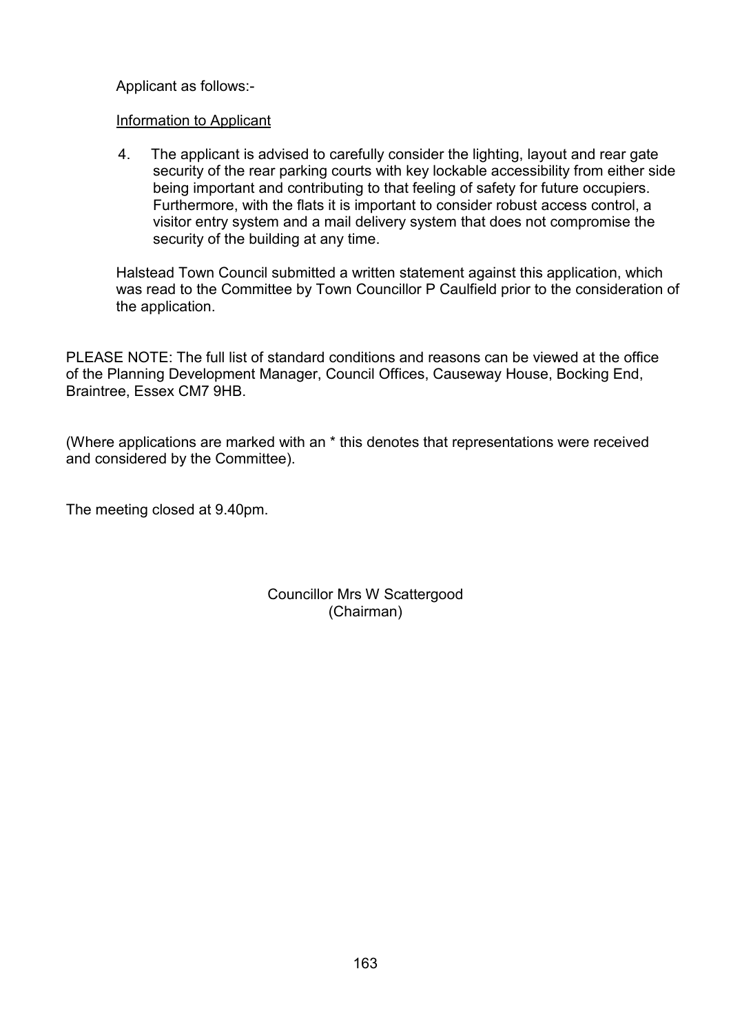Applicant as follows:-

Information to Applicant

4. The applicant is advised to carefully consider the lighting, layout and rear gate security of the rear parking courts with key lockable accessibility from either side being important and contributing to that feeling of safety for future occupiers. Furthermore, with the flats it is important to consider robust access control, a visitor entry system and a mail delivery system that does not compromise the security of the building at any time.

Halstead Town Council submitted a written statement against this application, which was read to the Committee by Town Councillor P Caulfield prior to the consideration of the application.

PLEASE NOTE: The full list of standard conditions and reasons can be viewed at the office of the Planning Development Manager, Council Offices, Causeway House, Bocking End, Braintree, Essex CM7 9HB.

(Where applications are marked with an * this denotes that representations were received and considered by the Committee).

The meeting closed at 9.40pm.

Councillor Mrs W Scattergood
(Chairman)